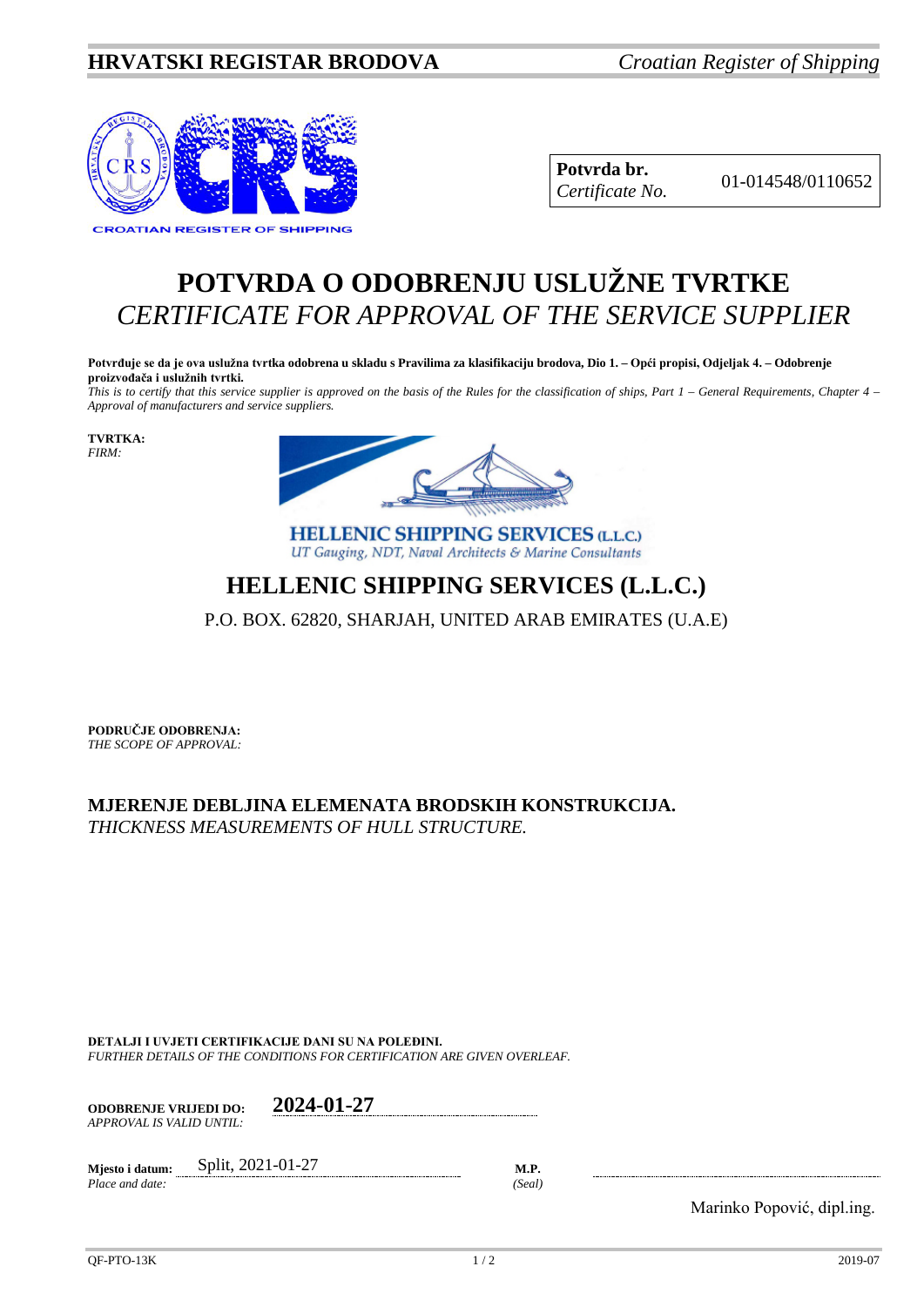**HRVATSKI REGISTAR BRODOVA** *Croatian Register of Shipping*

CROATIAN REGISTER OF SHIPPING

| **Potvrda br.** *Certificate No.* | 01-014548/0110652 |
|---|---|

# POTVRDA O ODOBRENJU USLUŽNE TVRTKE
# *CERTIFICATE FOR APPROVAL OF THE SERVICE SUPPLIER*

**Potvrđuje se da je ova uslužna tvrtka odobrena u skladu s Pravilima za klasifikaciju brodova, Dio 1. – Opći propisi, Odjeljak 4. – Odobrenje proizvođača i uslužnih tvrtki.**
*This is to certify that this service supplier is approved on the basis of the Rules for the classification of ships, Part 1 – General Requirements, Chapter 4 – Approval of manufacturers and service suppliers.*

**TVRTKA:**
*FIRM:*

HELLENIC SHIPPING SERVICES (L.L.C.)
*UT Gauging, NDT, Naval Architects & Marine Consultants*

## HELLENIC SHIPPING SERVICES (L.L.C.)

P.O. BOX. 62820, SHARJAH, UNITED ARAB EMIRATES (U.A.E)

**PODRUČJE ODOBRENJA:**
*THE SCOPE OF APPROVAL:*

**MJERENJE DEBLJINA ELEMENATA BRODSKIH KONSTRUKCIJA.**
*THICKNESS MEASUREMENTS OF HULL STRUCTURE.*

**DETALJI I UVJETI CERTIFIKACIJE DANI SU NA POLEĐINI.**
*FURTHER DETAILS OF THE CONDITIONS FOR CERTIFICATION ARE GIVEN OVERLEAF.*

**ODOBRENJE VRIJEDI DO:** *APPROVAL IS VALID UNTIL:* **2024-01-27**

**Mjesto i datum:** *Place and date:* Split, 2021-01-27

**M.P.** *(Seal)*

Marinko Popović, dipl.ing.

QF-PTO-13K 2019-07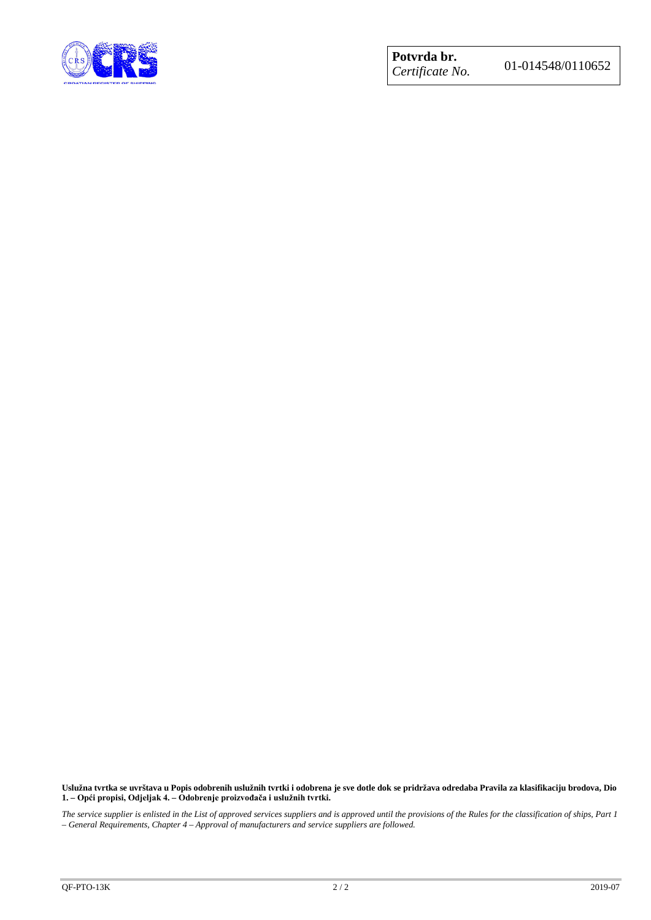| | |
|---|---|
| **Potvrda br.** *Certificate No.* | 01-014548/0110652 |

**Uslužna tvrtka se uvrštava u Popis odobrenih uslužnih tvrtki i odobrena je sve dotle dok se pridržava odredaba Pravila za klasifikaciju brodova, Dio 1. – Opći propisi, Odjeljak 4. – Odobrenje proizvođača i uslužnih tvrtki.**

*The service supplier is enlisted in the List of approved services suppliers and is approved until the provisions of the Rules for the classification of ships, Part 1 – General Requirements, Chapter 4 – Approval of manufacturers and service suppliers are followed.*

QF-PTO-13K 2019-07